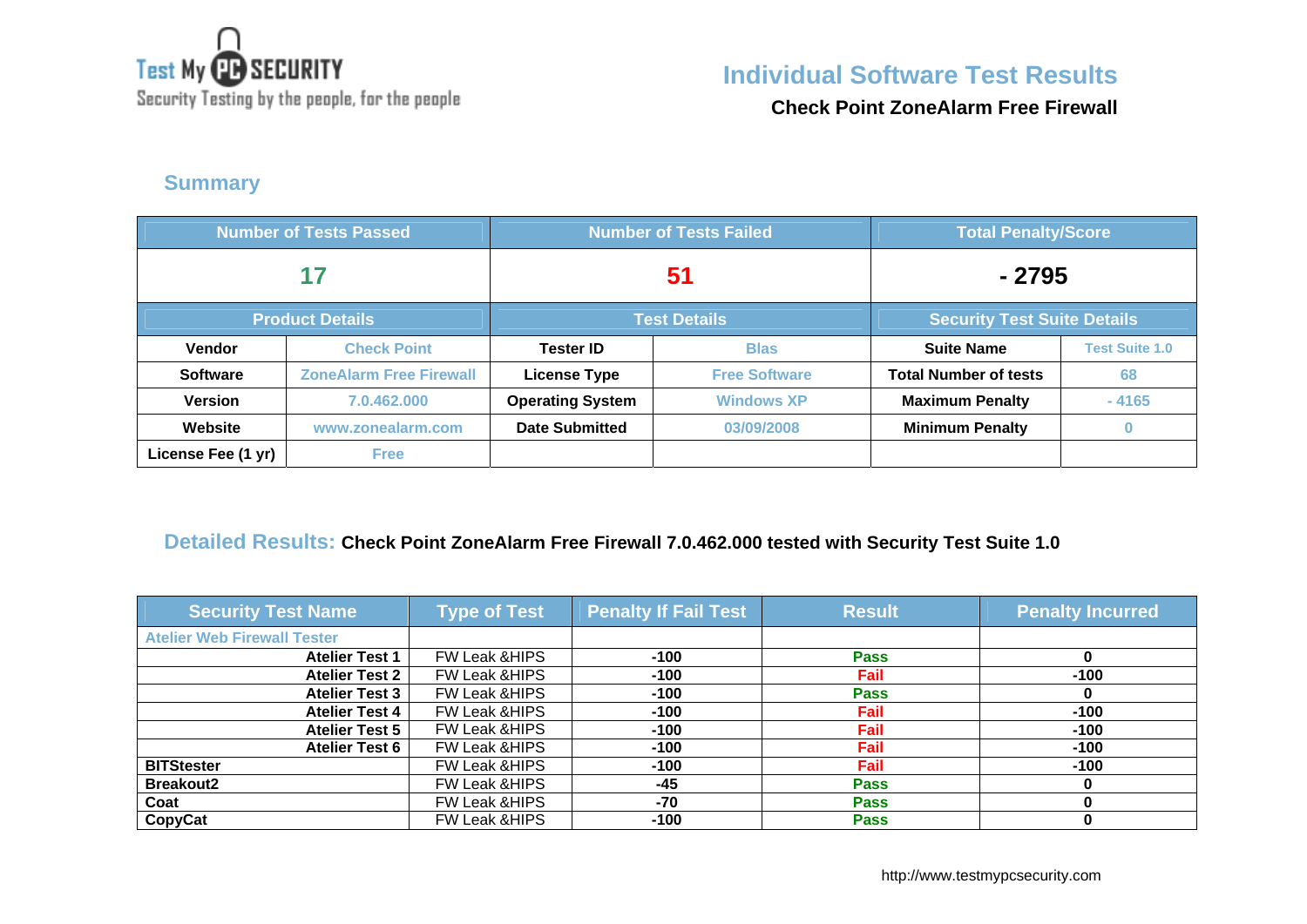Test My PC SECURITY
Security Testing by the people, for the people

# Individual Software Test Results

**Check Point ZoneAlarm Free Firewall**

## Summary

| Number of Tests Passed | | Number of Tests Failed | | Total Penalty/Score | |
|---|---|---|---|---|---|
| 17 | | 51 | | - 2795 | |
| **Product Details** | | **Test Details** | | **Security Test Suite Details** | |
| Vendor | Check Point | Tester ID | Blas | Suite Name | Test Suite 1.0 |
| Software | ZoneAlarm Free Firewall | License Type | Free Software | Total Number of tests | 68 |
| Version | 7.0.462.000 | Operating System | Windows XP | Maximum Penalty | - 4165 |
| Website | www.zonealarm.com | Date Submitted | 03/09/2008 | Minimum Penalty | 0 |
| License Fee (1 yr) | Free | | | | |

## Detailed Results: Check Point ZoneAlarm Free Firewall 7.0.462.000 tested with Security Test Suite 1.0

| Security Test Name | Type of Test | Penalty If Fail Test | Result | Penalty Incurred |
|---|---|---|---|---|
| Atelier Web Firewall Tester | | | | |
| Atelier Test 1 | FW Leak &HIPS | -100 | Pass | 0 |
| Atelier Test 2 | FW Leak &HIPS | -100 | Fail | -100 |
| Atelier Test 3 | FW Leak &HIPS | -100 | Pass | 0 |
| Atelier Test 4 | FW Leak &HIPS | -100 | Fail | -100 |
| Atelier Test 5 | FW Leak &HIPS | -100 | Fail | -100 |
| Atelier Test 6 | FW Leak &HIPS | -100 | Fail | -100 |
| BITStester | FW Leak &HIPS | -100 | Fail | -100 |
| Breakout2 | FW Leak &HIPS | -45 | Pass | 0 |
| Coat | FW Leak &HIPS | -70 | Pass | 0 |
| CopyCat | FW Leak &HIPS | -100 | Pass | 0 |

http://www.testmypcsecurity.com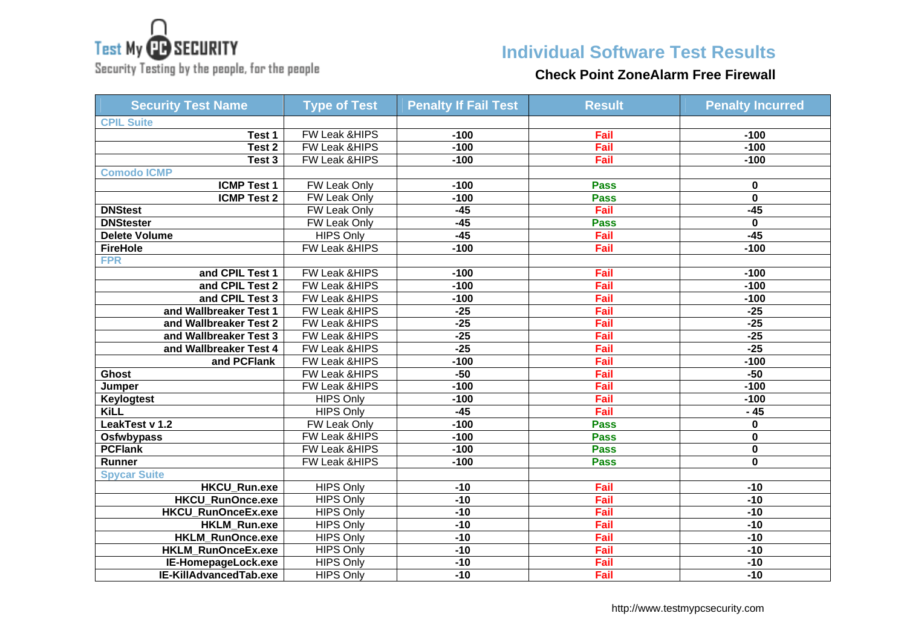Test My PC SECURITY
Security Testing by the people, for the people

# Individual Software Test Results

## Check Point ZoneAlarm Free Firewall

| Security Test Name | Type of Test | Penalty If Fail Test | Result | Penalty Incurred |
|---|---|---|---|---|
| CPIL Suite | | | | |
| Test 1 | FW Leak &HIPS | -100 | Fail | -100 |
| Test 2 | FW Leak &HIPS | -100 | Fail | -100 |
| Test 3 | FW Leak &HIPS | -100 | Fail | -100 |
| Comodo ICMP | | | | |
| ICMP Test 1 | FW Leak Only | -100 | Pass | 0 |
| ICMP Test 2 | FW Leak Only | -100 | Pass | 0 |
| DNStest | FW Leak Only | -45 | Fail | -45 |
| DNStester | FW Leak Only | -45 | Pass | 0 |
| Delete Volume | HIPS Only | -45 | Fail | -45 |
| FireHole | FW Leak &HIPS | -100 | Fail | -100 |
| FPR | | | | |
| and CPIL Test 1 | FW Leak &HIPS | -100 | Fail | -100 |
| and CPIL Test 2 | FW Leak &HIPS | -100 | Fail | -100 |
| and CPIL Test 3 | FW Leak &HIPS | -100 | Fail | -100 |
| and Wallbreaker Test 1 | FW Leak &HIPS | -25 | Fail | -25 |
| and Wallbreaker Test 2 | FW Leak &HIPS | -25 | Fail | -25 |
| and Wallbreaker Test 3 | FW Leak &HIPS | -25 | Fail | -25 |
| and Wallbreaker Test 4 | FW Leak &HIPS | -25 | Fail | -25 |
| and PCFlank | FW Leak &HIPS | -100 | Fail | -100 |
| Ghost | FW Leak &HIPS | -50 | Fail | -50 |
| Jumper | FW Leak &HIPS | -100 | Fail | -100 |
| Keylogtest | HIPS Only | -100 | Fail | -100 |
| KiLL | HIPS Only | -45 | Fail | - 45 |
| LeakTest v 1.2 | FW Leak Only | -100 | Pass | 0 |
| Osfwbypass | FW Leak &HIPS | -100 | Pass | 0 |
| PCFlank | FW Leak &HIPS | -100 | Pass | 0 |
| Runner | FW Leak &HIPS | -100 | Pass | 0 |
| Spycar Suite | | | | |
| HKCU_Run.exe | HIPS Only | -10 | Fail | -10 |
| HKCU_RunOnce.exe | HIPS Only | -10 | Fail | -10 |
| HKCU_RunOnceEx.exe | HIPS Only | -10 | Fail | -10 |
| HKLM_Run.exe | HIPS Only | -10 | Fail | -10 |
| HKLM_RunOnce.exe | HIPS Only | -10 | Fail | -10 |
| HKLM_RunOnceEx.exe | HIPS Only | -10 | Fail | -10 |
| IE-HomepageLock.exe | HIPS Only | -10 | Fail | -10 |
| IE-KillAdvancedTab.exe | HIPS Only | -10 | Fail | -10 |

http://www.testmypcsecurity.com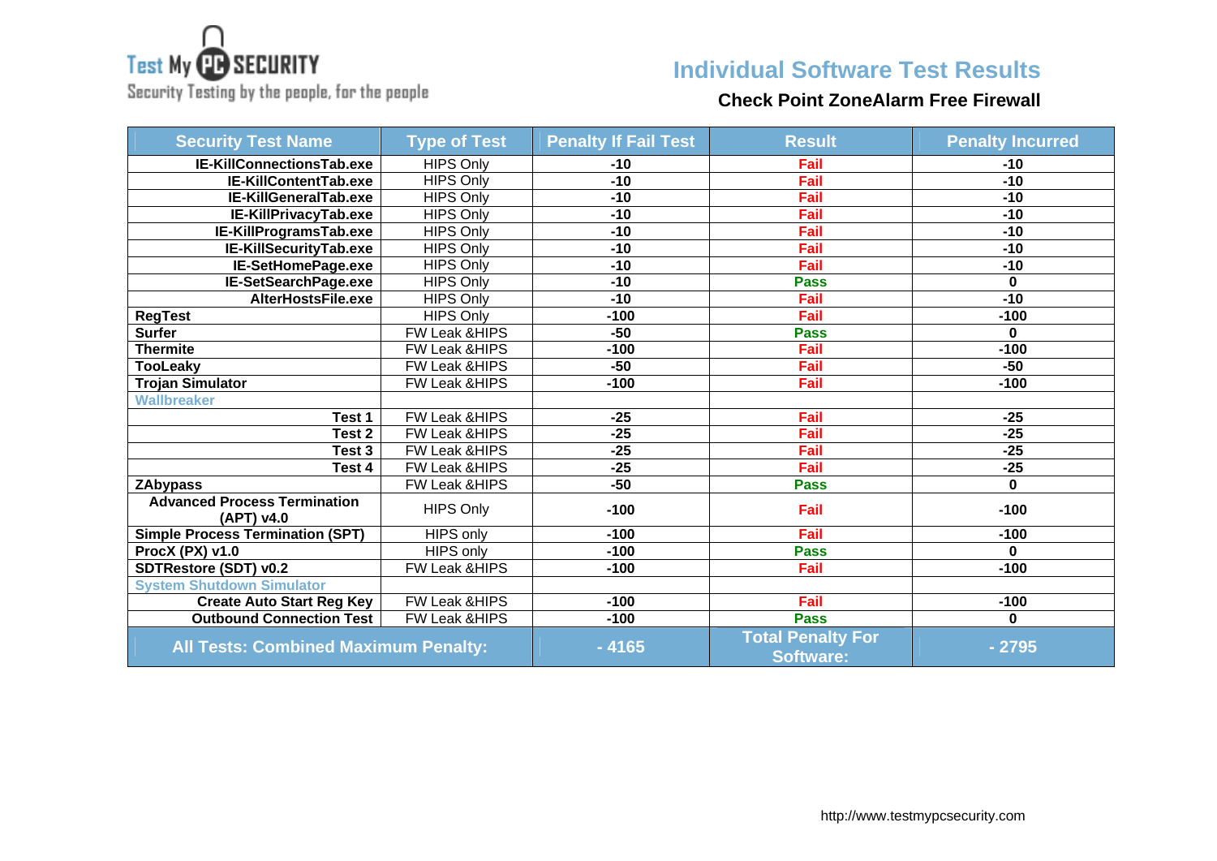Test My PC SECURITY
Security Testing by the people, for the people

# Individual Software Test Results

## Check Point ZoneAlarm Free Firewall

| Security Test Name | Type of Test | Penalty If Fail Test | Result | Penalty Incurred |
|---|---|---|---|---|
| IE-KillConnectionsTab.exe | HIPS Only | -10 | Fail | -10 |
| IE-KillContentTab.exe | HIPS Only | -10 | Fail | -10 |
| IE-KillGeneralTab.exe | HIPS Only | -10 | Fail | -10 |
| IE-KillPrivacyTab.exe | HIPS Only | -10 | Fail | -10 |
| IE-KillProgramsTab.exe | HIPS Only | -10 | Fail | -10 |
| IE-KillSecurityTab.exe | HIPS Only | -10 | Fail | -10 |
| IE-SetHomePage.exe | HIPS Only | -10 | Fail | -10 |
| IE-SetSearchPage.exe | HIPS Only | -10 | Pass | 0 |
| AlterHostsFile.exe | HIPS Only | -10 | Fail | -10 |
| RegTest | HIPS Only | -100 | Fail | -100 |
| Surfer | FW Leak &HIPS | -50 | Pass | 0 |
| Thermite | FW Leak &HIPS | -100 | Fail | -100 |
| TooLeaky | FW Leak &HIPS | -50 | Fail | -50 |
| Trojan Simulator | FW Leak &HIPS | -100 | Fail | -100 |
| Wallbreaker | | | | |
| Test 1 | FW Leak &HIPS | -25 | Fail | -25 |
| Test 2 | FW Leak &HIPS | -25 | Fail | -25 |
| Test 3 | FW Leak &HIPS | -25 | Fail | -25 |
| Test 4 | FW Leak &HIPS | -25 | Fail | -25 |
| ZAbypass | FW Leak &HIPS | -50 | Pass | 0 |
| Advanced Process Termination (APT) v4.0 | HIPS Only | -100 | Fail | -100 |
| Simple Process Termination (SPT) | HIPS only | -100 | Fail | -100 |
| ProcX (PX) v1.0 | HIPS only | -100 | Pass | 0 |
| SDTRestore (SDT) v0.2 | FW Leak &HIPS | -100 | Fail | -100 |
| System Shutdown Simulator | | | | |
| Create Auto Start Reg Key | FW Leak &HIPS | -100 | Fail | -100 |
| Outbound Connection Test | FW Leak &HIPS | -100 | Pass | 0 |
| All Tests: Combined Maximum Penalty: | | - 4165 | Total Penalty For Software: | - 2795 |

http://www.testmypcsecurity.com